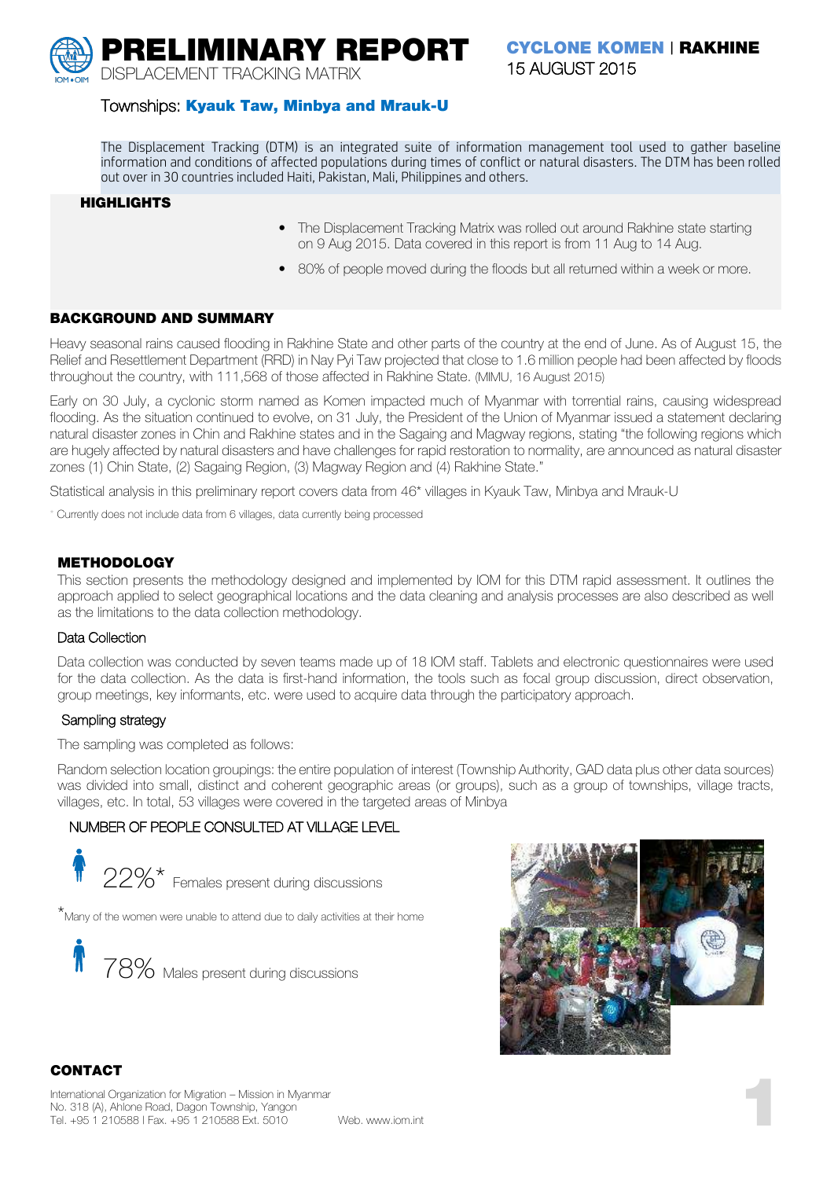# PRELIMINARY REPORT

DISPLACEMENT TRACKING MATRIX

**CYCLONE KOMEN | RAKHINE**
15 AUGUST 2015

Townships: **Kyauk Taw, Minbya and Mrauk-U**

The Displacement Tracking (DTM) is an integrated suite of information management tool used to gather baseline information and conditions of affected populations during times of conflict or natural disasters. The DTM has been rolled out over in 30 countries included Haiti, Pakistan, Mali, Philippines and others.

## HIGHLIGHTS

- The Displacement Tracking Matrix was rolled out around Rakhine state starting on 9 Aug 2015. Data covered in this report is from 11 Aug to 14 Aug.
- 80% of people moved during the floods but all returned within a week or more.

## BACKGROUND AND SUMMARY

Heavy seasonal rains caused flooding in Rakhine State and other parts of the country at the end of June. As of August 15, the Relief and Resettlement Department (RRD) in Nay Pyi Taw projected that close to 1.6 million people had been affected by floods throughout the country, with 111,568 of those affected in Rakhine State. (MIMU, 16 August 2015)

Early on 30 July, a cyclonic storm named as Komen impacted much of Myanmar with torrential rains, causing widespread flooding. As the situation continued to evolve, on 31 July, the President of the Union of Myanmar issued a statement declaring natural disaster zones in Chin and Rakhine states and in the Sagaing and Magway regions, stating "the following regions which are hugely affected by natural disasters and have challenges for rapid restoration to normality, are announced as natural disaster zones (1) Chin State, (2) Sagaing Region, (3) Magway Region and (4) Rakhine State."

Statistical analysis in this preliminary report covers data from 46* villages in Kyauk Taw, Minbya and Mrauk-U

* Currently does not include data from 6 villages, data currently being processed

## METHODOLOGY

This section presents the methodology designed and implemented by IOM for this DTM rapid assessment. It outlines the approach applied to select geographical locations and the data cleaning and analysis processes are also described as well as the limitations to the data collection methodology.

### Data Collection

Data collection was conducted by seven teams made up of 18 IOM staff. Tablets and electronic questionnaires were used for the data collection. As the data is first-hand information, the tools such as focal group discussion, direct observation, group meetings, key informants, etc. were used to acquire data through the participatory approach.

### Sampling strategy

The sampling was completed as follows:

Random selection location groupings: the entire population of interest (Township Authority, GAD data plus other data sources) was divided into small, distinct and coherent geographic areas (or groups), such as a group of townships, village tracts, villages, etc. In total, 53 villages were covered in the targeted areas of Minbya

### NUMBER OF PEOPLE CONSULTED AT VILLAGE LEVEL

22%* Females present during discussions

*Many of the women were unable to attend due to daily activities at their home

78% Males present during discussions

## CONTACT

International Organization for Migration – Mission in Myanmar
No. 318 (A), Ahlone Road, Dagon Township, Yangon
Tel. +95 1 210588 I Fax. +95 1 210588 Ext. 5010 Web. www.iom.int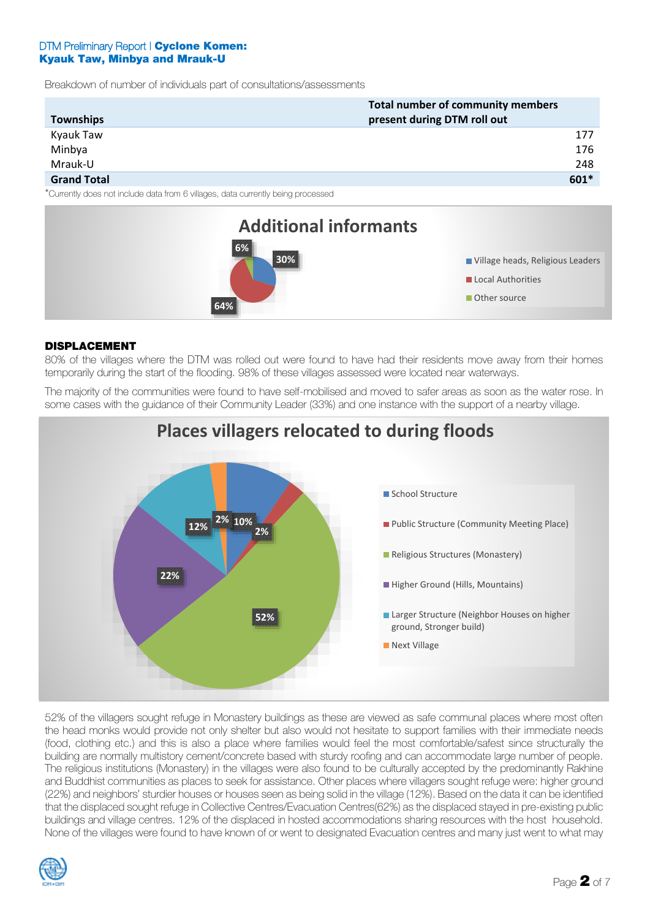Breakdown of number of individuals part of consultations/assessments

| Townships | Total number of community members present during DTM roll out |
|---|---|
| Kyauk Taw | 177 |
| Minbya | 176 |
| Mrauk-U | 248 |
| **Grand Total** | **601*** |

*Currently does not include data from 6 villages, data currently being processed

**Additional informants**

- Village heads, Religious Leaders: 30%
- Local Authorities: 64%
- Other source: 6%

### DISPLACEMENT

80% of the villages where the DTM was rolled out were found to have had their residents move away from their homes temporarily during the start of the flooding. 98% of these villages assessed were located near waterways.

The majority of the communities were found to have self-mobilised and moved to safer areas as soon as the water rose. In some cases with the guidance of their Community Leader (33%) and one instance with the support of a nearby village.

**Places villagers relocated to during floods**

- School Structure: 10%
- Public Structure (Community Meeting Place): 2%
- Religious Structures (Monastery): 52%
- Higher Ground (Hills, Mountains): 22%
- Larger Structure (Neighbor Houses on higher ground, Stronger build): 12%
- Next Village: 2%

52% of the villagers sought refuge in Monastery buildings as these are viewed as safe communal places where most often the head monks would provide not only shelter but also would not hesitate to support families with their immediate needs (food, clothing etc.) and this is also a place where families would feel the most comfortable/safest since structurally the building are normally multistory cement/concrete based with sturdy roofing and can accommodate large number of people. The religious institutions (Monastery) in the villages were also found to be culturally accepted by the predominantly Rakhine and Buddhist communities as places to seek for assistance. Other places where villagers sought refuge were: higher ground (22%) and neighbors' sturdier houses or houses seen as being solid in the village (12%). Based on the data it can be identified that the displaced sought refuge in Collective Centres/Evacuation Centres(62%) as the displaced stayed in pre-existing public buildings and village centres. 12% of the displaced in hosted accommodations sharing resources with the host household. None of the villages were found to have known of or went to designated Evacuation centres and many just went to what may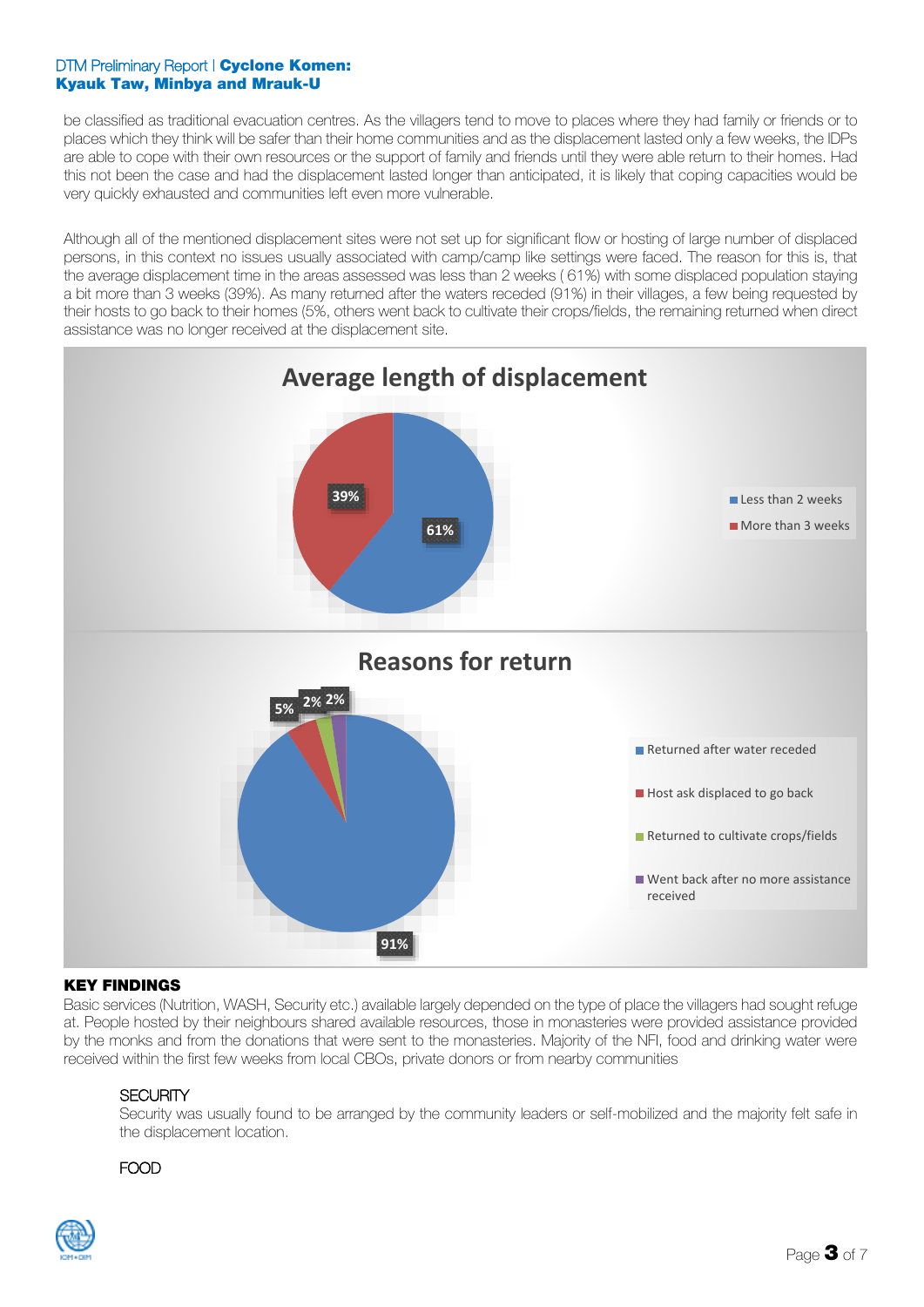be classified as traditional evacuation centres. As the villagers tend to move to places where they had family or friends or to places which they think will be safer than their home communities and as the displacement lasted only a few weeks, the IDPs are able to cope with their own resources or the support of family and friends until they were able return to their homes. Had this not been the case and had the displacement lasted longer than anticipated, it is likely that coping capacities would be very quickly exhausted and communities left even more vulnerable.

Although all of the mentioned displacement sites were not set up for significant flow or hosting of large number of displaced persons, in this context no issues usually associated with camp/camp like settings were faced. The reason for this is, that the average displacement time in the areas assessed was less than 2 weeks ( 61%) with some displaced population staying a bit more than 3 weeks (39%). As many returned after the waters receded (91%) in their villages, a few being requested by their hosts to go back to their homes (5%, others went back to cultivate their crops/fields, the remaining returned when direct assistance was no longer received at the displacement site.

**Average length of displacement**

| Category | Percentage |
|---|---|
| Less than 2 weeks | 61% |
| More than 3 weeks | 39% |

**Reasons for return**

| Category | Percentage |
|---|---|
| Returned after water receded | 91% |
| Host ask displaced to go back | 5% |
| Returned to cultivate crops/fields | 2% |
| Went back after no more assistance received | 2% |

## KEY FINDINGS

Basic services (Nutrition, WASH, Security etc.) available largely depended on the type of place the villagers had sought refuge at. People hosted by their neighbours shared available resources, those in monasteries were provided assistance provided by the monks and from the donations that were sent to the monasteries. Majority of the NFI, food and drinking water were received within the first few weeks from local CBOs, private donors or from nearby communities

### SECURITY

Security was usually found to be arranged by the community leaders or self-mobilized and the majority felt safe in the displacement location.

### FOOD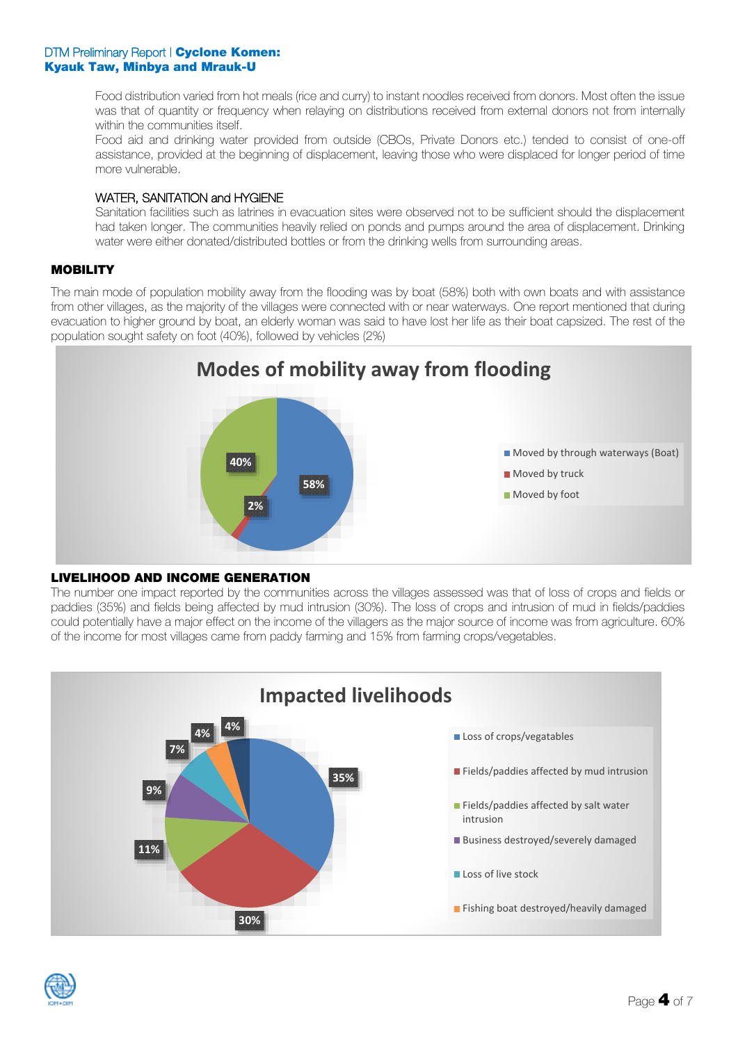Food distribution varied from hot meals (rice and curry) to instant noodles received from donors. Most often the issue was that of quantity or frequency when relaying on distributions received from external donors not from internally within the communities itself.

Food aid and drinking water provided from outside (CBOs, Private Donors etc.) tended to consist of one-off assistance, provided at the beginning of displacement, leaving those who were displaced for longer period of time more vulnerable.

### WATER, SANITATION and HYGIENE

Sanitation facilities such as latrines in evacuation sites were observed not to be sufficient should the displacement had taken longer. The communities heavily relied on ponds and pumps around the area of displacement. Drinking water were either donated/distributed bottles or from the drinking wells from surrounding areas.

## MOBILITY

The main mode of population mobility away from the flooding was by boat (58%) both with own boats and with assistance from other villages, as the majority of the villages were connected with or near waterways. One report mentioned that during evacuation to higher ground by boat, an elderly woman was said to have lost her life as their boat capsized. The rest of the population sought safety on foot (40%), followed by vehicles (2%)

**Modes of mobility away from flooding**

| Mode | Percentage |
|---|---|
| Moved by through waterways (Boat) | 58% |
| Moved by truck | 2% |
| Moved by foot | 40% |

## LIVELIHOOD AND INCOME GENERATION

The number one impact reported by the communities across the villages assessed was that of loss of crops and fields or paddies (35%) and fields being affected by mud intrusion (30%). The loss of crops and intrusion of mud in fields/paddies could potentially have a major effect on the income of the villagers as the major source of income was from agriculture. 60% of the income for most villages came from paddy farming and 15% from farming crops/vegetables.

**Impacted livelihoods**

| Impact | Percentage |
|---|---|
| Loss of crops/vegatables | 35% |
| Fields/paddies affected by mud intrusion | 30% |
| Fields/paddies affected by salt water intrusion | 11% |
| Business destroyed/severely damaged | 9% |
| Loss of live stock | 7% |
| Fishing boat destroyed/heavily damaged | 4% |
| (unlabeled) | 4% |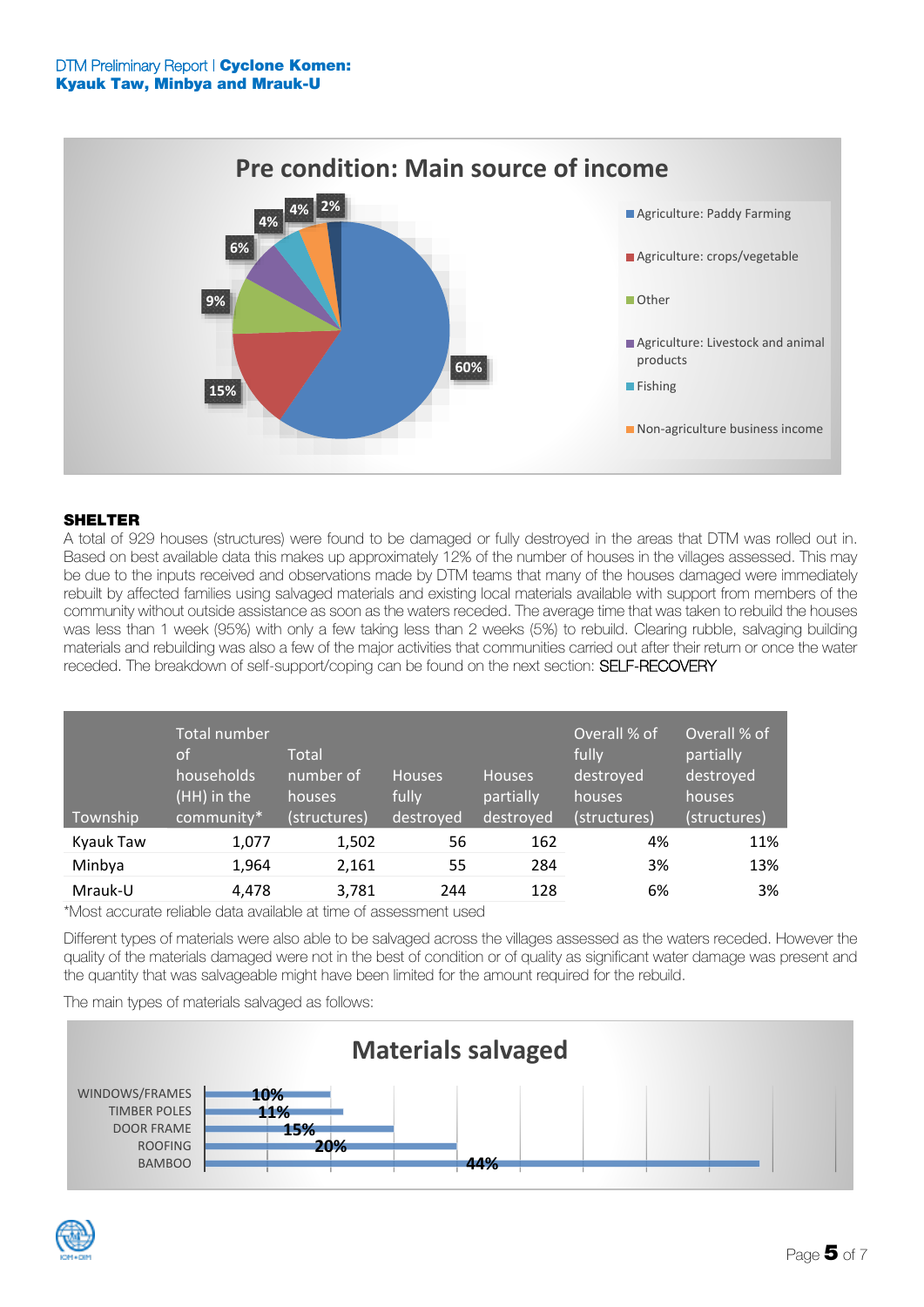**Pre condition: Main source of income**

- Agriculture: Paddy Farming — 60%
- Agriculture: crops/vegetable — 15%
- Other — 9%
- Agriculture: Livestock and animal products — 6%
- Fishing — 4%
- Non-agriculture business income — 4%
- 2%

## SHELTER

A total of 929 houses (structures) were found to be damaged or fully destroyed in the areas that DTM was rolled out in. Based on best available data this makes up approximately 12% of the number of houses in the villages assessed. This may be due to the inputs received and observations made by DTM teams that many of the houses damaged were immediately rebuilt by affected families using salvaged materials and existing local materials available with support from members of the community without outside assistance as soon as the waters receded. The average time that was taken to rebuild the houses was less than 1 week (95%) with only a few taking less than 2 weeks (5%) to rebuild. Clearing rubble, salvaging building materials and rebuilding was also a few of the major activities that communities carried out after their return or once the water receded. The breakdown of self-support/coping can be found on the next section: SELF-RECOVERY

| Township | Total number of households (HH) in the community* | Total number of houses (structures) | Houses fully destroyed | Houses partially destroyed | Overall % of fully destroyed houses (structures) | Overall % of partially destroyed houses (structures) |
|---|---|---|---|---|---|---|
| Kyauk Taw | 1,077 | 1,502 | 56 | 162 | 4% | 11% |
| Minbya | 1,964 | 2,161 | 55 | 284 | 3% | 13% |
| Mrauk-U | 4,478 | 3,781 | 244 | 128 | 6% | 3% |

*Most accurate reliable data available at time of assessment used

Different types of materials were also able to be salvaged across the villages assessed as the waters receded. However the quality of the materials damaged were not in the best of condition or of quality as significant water damage was present and the quantity that was salvageable might have been limited for the amount required for the rebuild.

The main types of materials salvaged as follows:

**Materials salvaged**

- WINDOWS/FRAMES — 10%
- TIMBER POLES — 11%
- DOOR FRAME — 15%
- ROOFING — 20%
- BAMBOO — 44%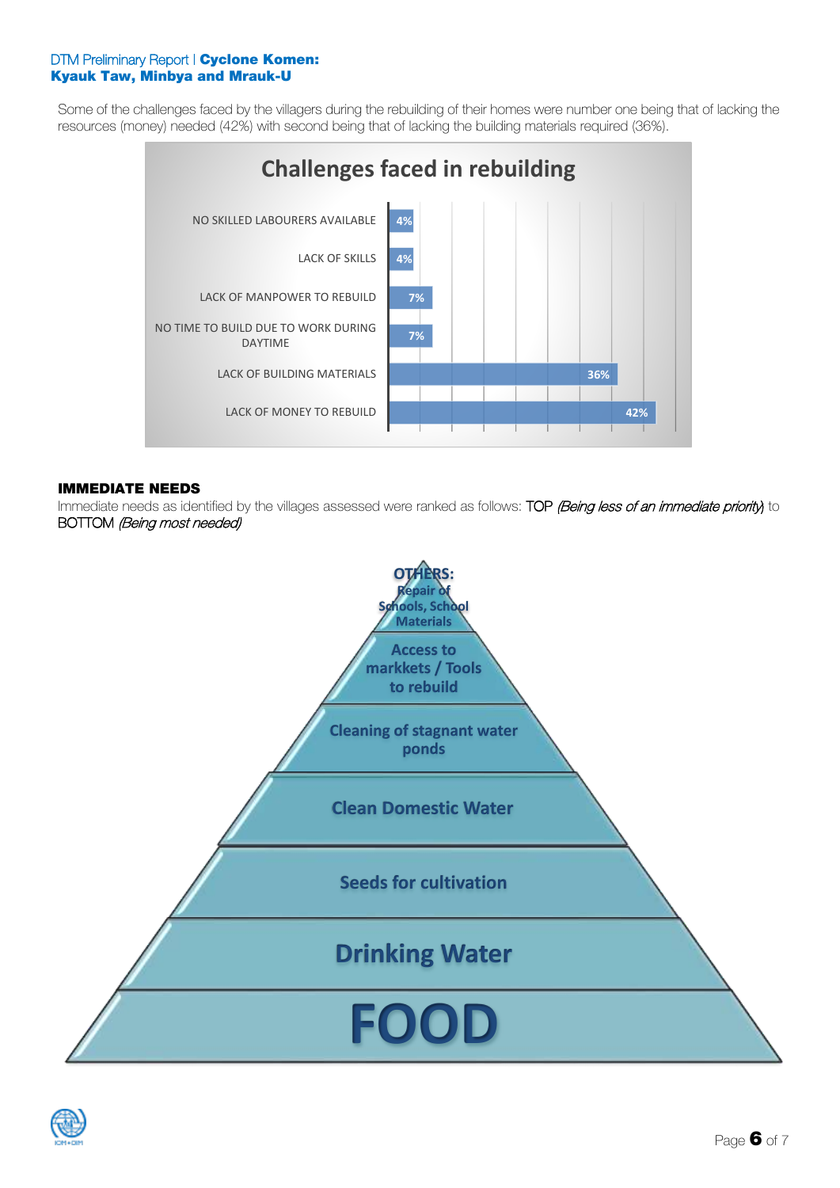Some of the challenges faced by the villagers during the rebuilding of their homes were number one being that of lacking the resources (money) needed (42%) with second being that of lacking the building materials required (36%).

**Challenges faced in rebuilding**

| Challenge | % |
|---|---|
| NO SKILLED LABOURERS AVAILABLE | 4% |
| LACK OF SKILLS | 4% |
| LACK OF MANPOWER TO REBUILD | 7% |
| NO TIME TO BUILD DUE TO WORK DURING DAYTIME | 7% |
| LACK OF BUILDING MATERIALS | 36% |
| LACK OF MONEY TO REBUILD | 42% |

## IMMEDIATE NEEDS

Immediate needs as identified by the villages assessed were ranked as follows: TOP *(Being less of an immediate priority)* to BOTTOM *(Being most needed)*

- OTHERS: Repair of Schools, School Materials
- Access to markkets / Tools to rebuild
- Cleaning of stagnant water ponds
- Clean Domestic Water
- Seeds for cultivation
- Drinking Water
- FOOD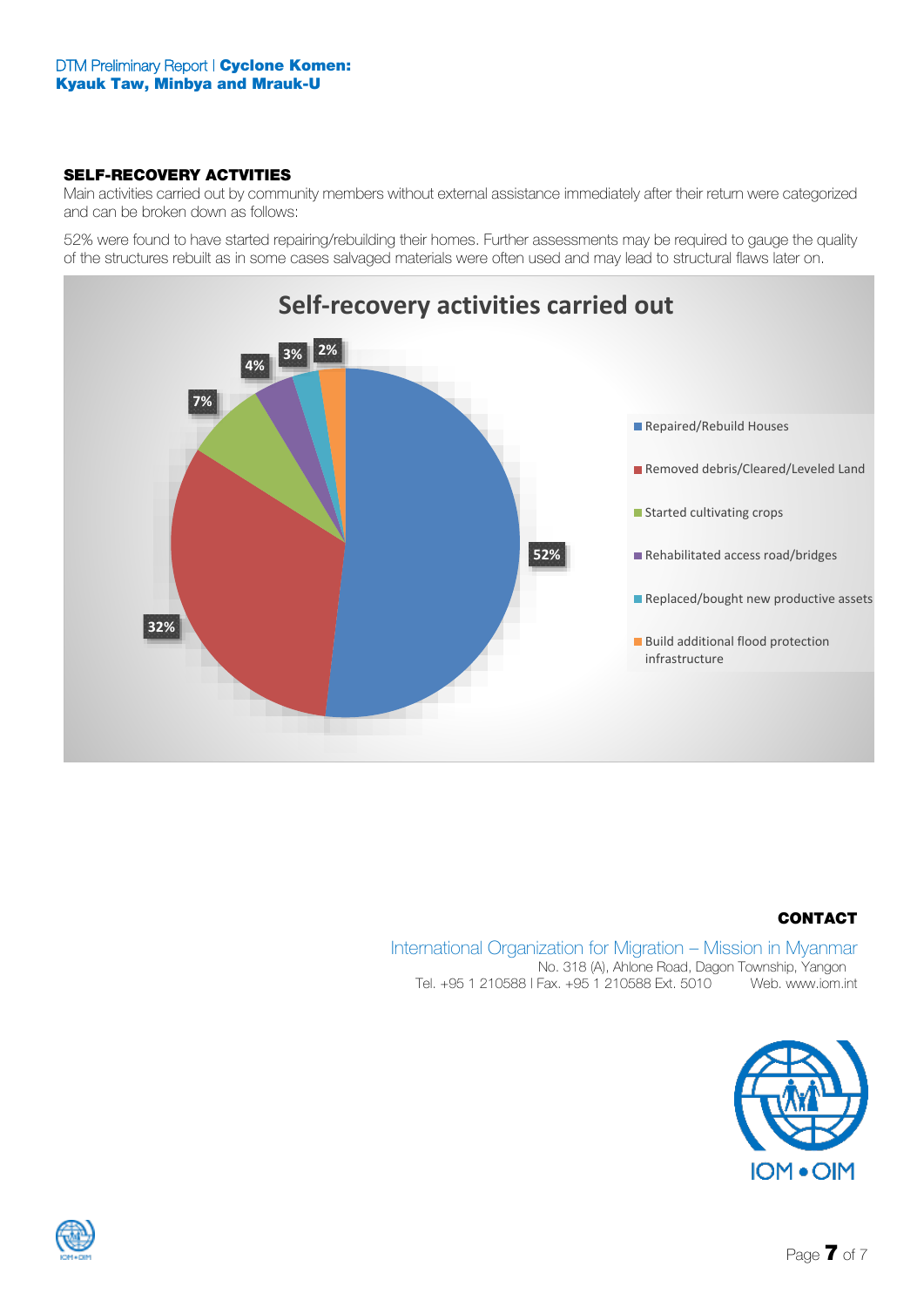## SELF-RECOVERY ACTVITIES

Main activities carried out by community members without external assistance immediately after their return were categorized and can be broken down as follows:

52% were found to have started repairing/rebuilding their homes. Further assessments may be required to gauge the quality of the structures rebuilt as in some cases salvaged materials were often used and may lead to structural flaws later on.

Self-recovery activities carried out

52%
32%
7%
4%
3%
2%

Repaired/Rebuild Houses
Removed debris/Cleared/Leveled Land
Started cultivating crops
Rehabilitated access road/bridges
Replaced/bought new productive assets
Build additional flood protection infrastructure

**CONTACT**

International Organization for Migration – Mission in Myanmar
No. 318 (A), Ahlone Road, Dagon Township, Yangon
Tel. +95 1 210588 I Fax. +95 1 210588 Ext. 5010 Web. www.iom.int